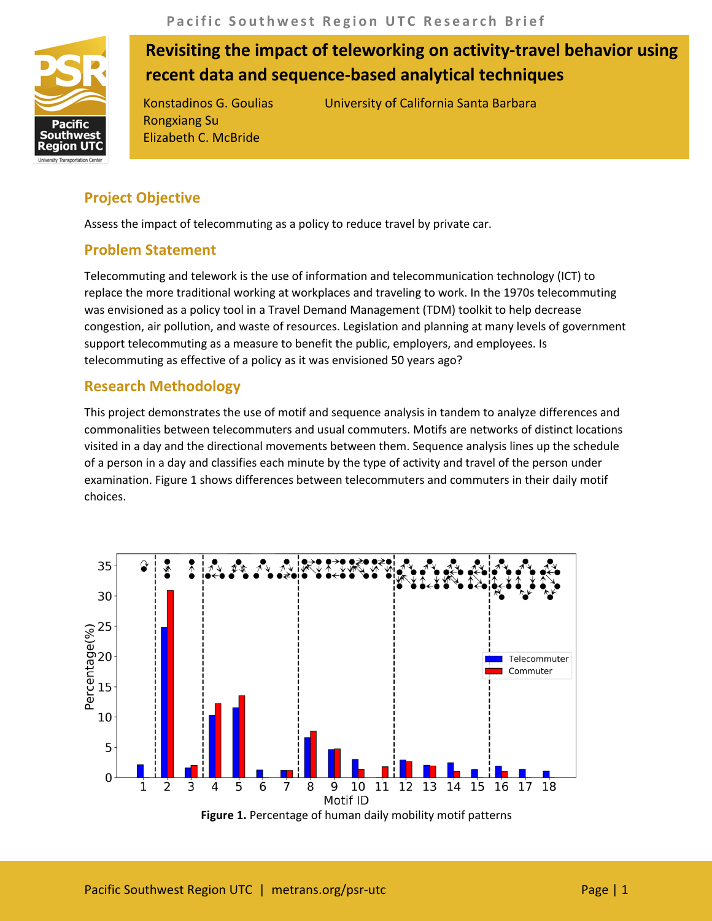# Revisiting the impact of teleworking on activity-travel behavior using recent data and sequence-based analytical techniques

Konstadinos G. Goulias
Rongxiang Su
Elizabeth C. McBride

University of California Santa Barbara

## Project Objective

Assess the impact of telecommuting as a policy to reduce travel by private car.

## Problem Statement

Telecommuting and telework is the use of information and telecommunication technology (ICT) to replace the more traditional working at workplaces and traveling to work. In the 1970s telecommuting was envisioned as a policy tool in a Travel Demand Management (TDM) toolkit to help decrease congestion, air pollution, and waste of resources. Legislation and planning at many levels of government support telecommuting as a measure to benefit the public, employers, and employees. Is telecommuting as effective of a policy as it was envisioned 50 years ago?

## Research Methodology

This project demonstrates the use of motif and sequence analysis in tandem to analyze differences and commonalities between telecommuters and usual commuters. Motifs are networks of distinct locations visited in a day and the directional movements between them. Sequence analysis lines up the schedule of a person in a day and classifies each minute by the type of activity and travel of the person under examination. Figure 1 shows differences between telecommuters and commuters in their daily motif choices.

**Figure 1.** Percentage of human daily mobility motif patterns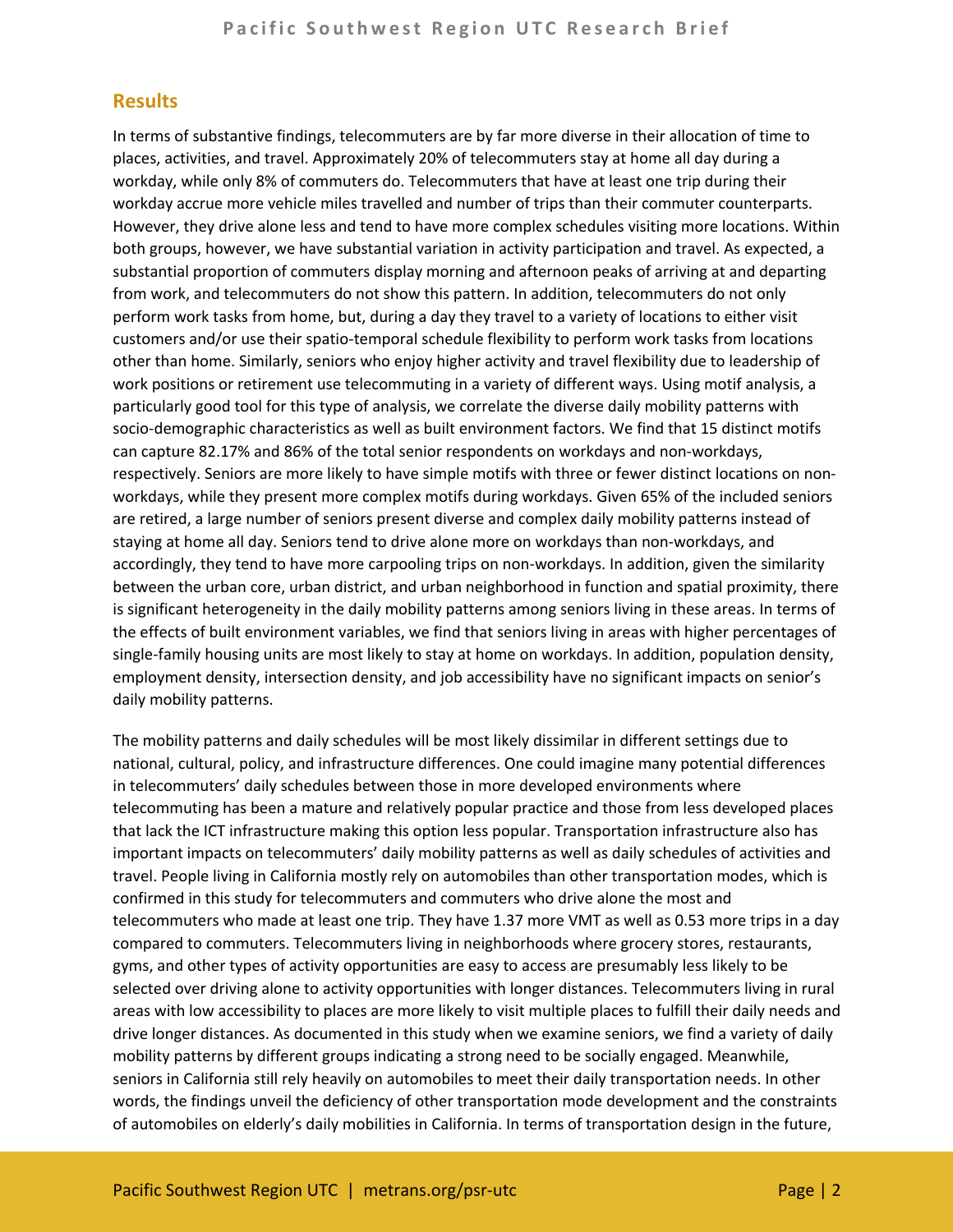## Results

In terms of substantive findings, telecommuters are by far more diverse in their allocation of time to places, activities, and travel. Approximately 20% of telecommuters stay at home all day during a workday, while only 8% of commuters do. Telecommuters that have at least one trip during their workday accrue more vehicle miles travelled and number of trips than their commuter counterparts. However, they drive alone less and tend to have more complex schedules visiting more locations. Within both groups, however, we have substantial variation in activity participation and travel. As expected, a substantial proportion of commuters display morning and afternoon peaks of arriving at and departing from work, and telecommuters do not show this pattern. In addition, telecommuters do not only perform work tasks from home, but, during a day they travel to a variety of locations to either visit customers and/or use their spatio-temporal schedule flexibility to perform work tasks from locations other than home. Similarly, seniors who enjoy higher activity and travel flexibility due to leadership of work positions or retirement use telecommuting in a variety of different ways. Using motif analysis, a particularly good tool for this type of analysis, we correlate the diverse daily mobility patterns with socio-demographic characteristics as well as built environment factors. We find that 15 distinct motifs can capture 82.17% and 86% of the total senior respondents on workdays and non-workdays, respectively. Seniors are more likely to have simple motifs with three or fewer distinct locations on non-workdays, while they present more complex motifs during workdays. Given 65% of the included seniors are retired, a large number of seniors present diverse and complex daily mobility patterns instead of staying at home all day. Seniors tend to drive alone more on workdays than non-workdays, and accordingly, they tend to have more carpooling trips on non-workdays. In addition, given the similarity between the urban core, urban district, and urban neighborhood in function and spatial proximity, there is significant heterogeneity in the daily mobility patterns among seniors living in these areas. In terms of the effects of built environment variables, we find that seniors living in areas with higher percentages of single-family housing units are most likely to stay at home on workdays. In addition, population density, employment density, intersection density, and job accessibility have no significant impacts on senior's daily mobility patterns.

The mobility patterns and daily schedules will be most likely dissimilar in different settings due to national, cultural, policy, and infrastructure differences. One could imagine many potential differences in telecommuters' daily schedules between those in more developed environments where telecommuting has been a mature and relatively popular practice and those from less developed places that lack the ICT infrastructure making this option less popular. Transportation infrastructure also has important impacts on telecommuters' daily mobility patterns as well as daily schedules of activities and travel. People living in California mostly rely on automobiles than other transportation modes, which is confirmed in this study for telecommuters and commuters who drive alone the most and telecommuters who made at least one trip. They have 1.37 more VMT as well as 0.53 more trips in a day compared to commuters. Telecommuters living in neighborhoods where grocery stores, restaurants, gyms, and other types of activity opportunities are easy to access are presumably less likely to be selected over driving alone to activity opportunities with longer distances. Telecommuters living in rural areas with low accessibility to places are more likely to visit multiple places to fulfill their daily needs and drive longer distances. As documented in this study when we examine seniors, we find a variety of daily mobility patterns by different groups indicating a strong need to be socially engaged. Meanwhile, seniors in California still rely heavily on automobiles to meet their daily transportation needs. In other words, the findings unveil the deficiency of other transportation mode development and the constraints of automobiles on elderly's daily mobilities in California. In terms of transportation design in the future,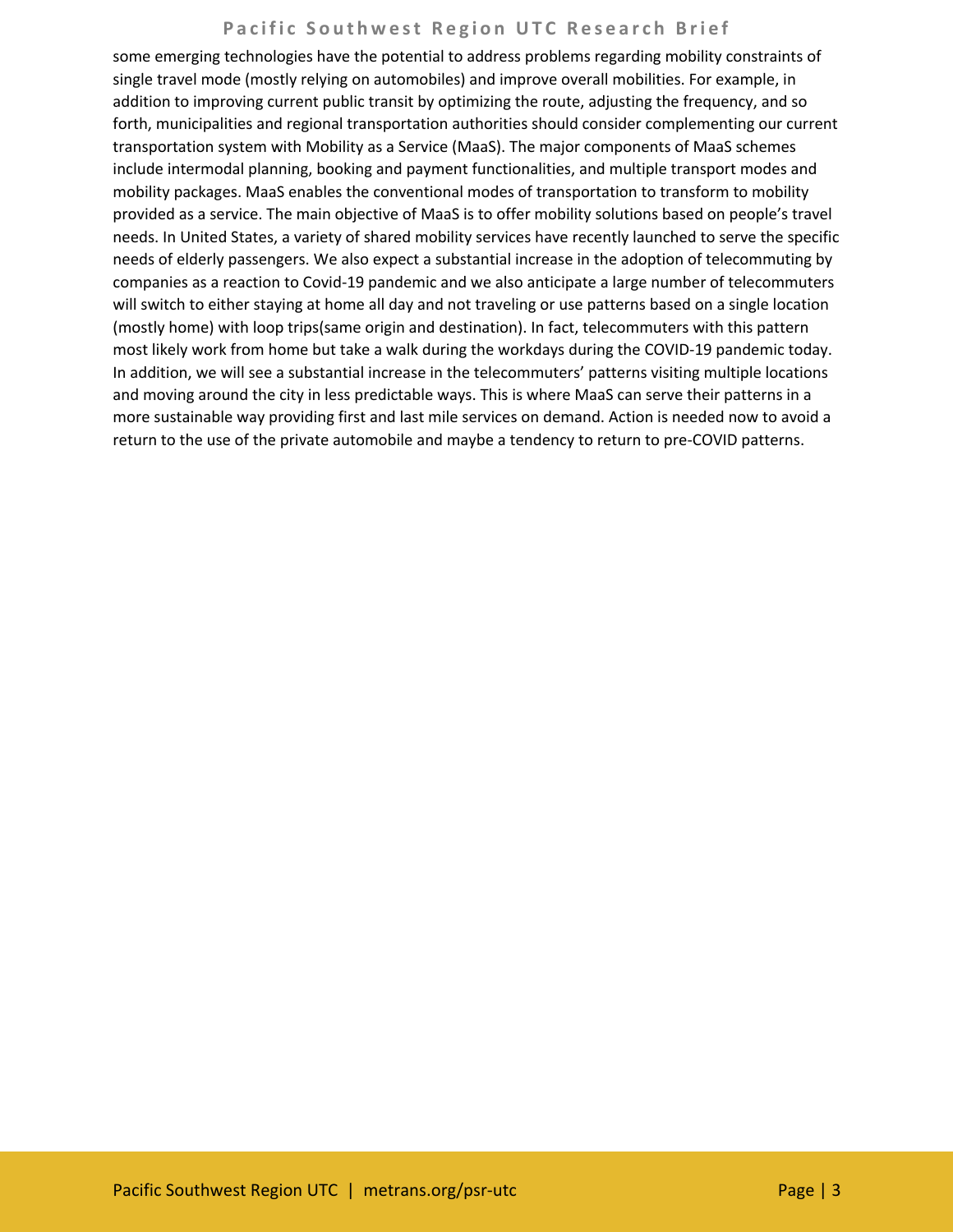some emerging technologies have the potential to address problems regarding mobility constraints of single travel mode (mostly relying on automobiles) and improve overall mobilities. For example, in addition to improving current public transit by optimizing the route, adjusting the frequency, and so forth, municipalities and regional transportation authorities should consider complementing our current transportation system with Mobility as a Service (MaaS). The major components of MaaS schemes include intermodal planning, booking and payment functionalities, and multiple transport modes and mobility packages. MaaS enables the conventional modes of transportation to transform to mobility provided as a service. The main objective of MaaS is to offer mobility solutions based on people's travel needs. In United States, a variety of shared mobility services have recently launched to serve the specific needs of elderly passengers. We also expect a substantial increase in the adoption of telecommuting by companies as a reaction to Covid-19 pandemic and we also anticipate a large number of telecommuters will switch to either staying at home all day and not traveling or use patterns based on a single location (mostly home) with loop trips(same origin and destination). In fact, telecommuters with this pattern most likely work from home but take a walk during the workdays during the COVID-19 pandemic today. In addition, we will see a substantial increase in the telecommuters' patterns visiting multiple locations and moving around the city in less predictable ways. This is where MaaS can serve their patterns in a more sustainable way providing first and last mile services on demand. Action is needed now to avoid a return to the use of the private automobile and maybe a tendency to return to pre-COVID patterns.